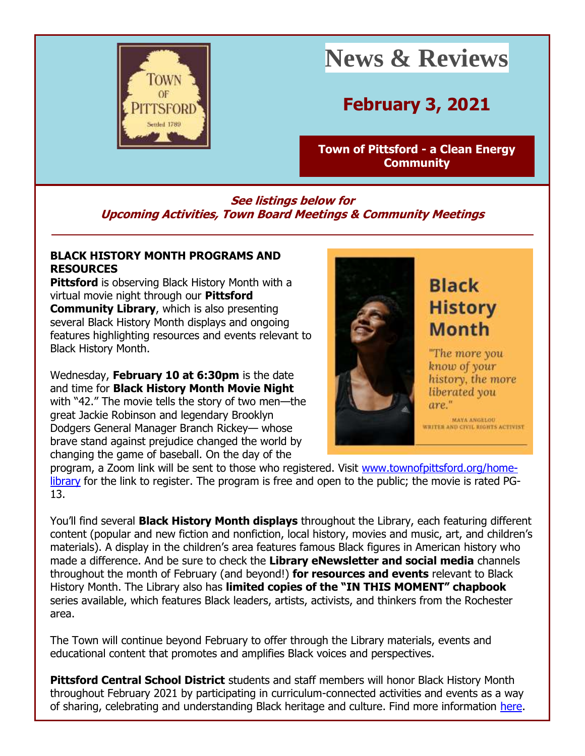# News & Reviews

## February 3, 2021

**Town of Pittsford - a Clean Energy Community**

***See listings below for Upcoming Activities, Town Board Meetings & Community Meetings***

---

**BLACK HISTORY MONTH PROGRAMS AND RESOURCES**

**Pittsford** is observing Black History Month with a virtual movie night through our **Pittsford Community Library**, which is also presenting several Black History Month displays and ongoing features highlighting resources and events relevant to Black History Month.

Wednesday, **February 10 at 6:30pm** is the date and time for **Black History Month Movie Night** with "42." The movie tells the story of two men—the great Jackie Robinson and legendary Brooklyn Dodgers General Manager Branch Rickey— whose brave stand against prejudice changed the world by changing the game of baseball. On the day of the program, a Zoom link will be sent to those who registered. Visit www.townofpittsford.org/home-library for the link to register. The program is free and open to the public; the movie is rated PG-13.

Black History Month

"The more you know of your history, the more liberated you are."

MAYA ANGELOU
WRITER AND CIVIL RIGHTS ACTIVIST

You'll find several **Black History Month displays** throughout the Library, each featuring different content (popular and new fiction and nonfiction, local history, movies and music, art, and children's materials). A display in the children's area features famous Black figures in American history who made a difference. And be sure to check the **Library eNewsletter and social media** channels throughout the month of February (and beyond!) **for resources and events** relevant to Black History Month. The Library also has **limited copies of the "IN THIS MOMENT" chapbook** series available, which features Black leaders, artists, activists, and thinkers from the Rochester area.

The Town will continue beyond February to offer through the Library materials, events and educational content that promotes and amplifies Black voices and perspectives.

**Pittsford Central School District** students and staff members will honor Black History Month throughout February 2021 by participating in curriculum-connected activities and events as a way of sharing, celebrating and understanding Black heritage and culture. Find more information here.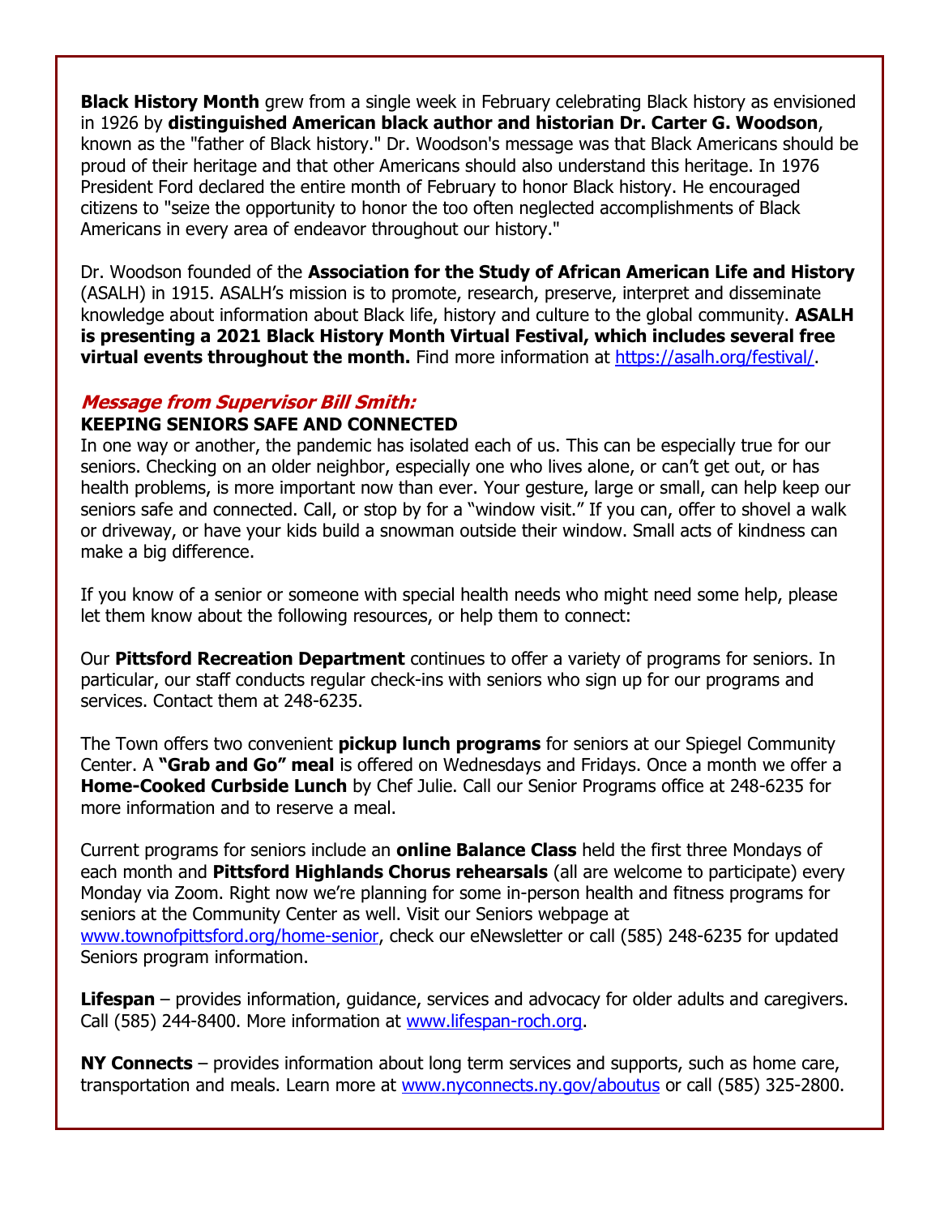**Black History Month** grew from a single week in February celebrating Black history as envisioned in 1926 by **distinguished American black author and historian Dr. Carter G. Woodson**, known as the "father of Black history." Dr. Woodson's message was that Black Americans should be proud of their heritage and that other Americans should also understand this heritage. In 1976 President Ford declared the entire month of February to honor Black history. He encouraged citizens to "seize the opportunity to honor the too often neglected accomplishments of Black Americans in every area of endeavor throughout our history."

Dr. Woodson founded of the **Association for the Study of African American Life and History** (ASALH) in 1915. ASALH's mission is to promote, research, preserve, interpret and disseminate knowledge about information about Black life, history and culture to the global community. **ASALH is presenting a 2021 Black History Month Virtual Festival, which includes several free virtual events throughout the month.** Find more information at [https://asalh.org/festival/](https://asalh.org/festival/).

### *Message from Supervisor Bill Smith:*

**KEEPING SENIORS SAFE AND CONNECTED**

In one way or another, the pandemic has isolated each of us. This can be especially true for our seniors. Checking on an older neighbor, especially one who lives alone, or can't get out, or has health problems, is more important now than ever. Your gesture, large or small, can help keep our seniors safe and connected. Call, or stop by for a "window visit." If you can, offer to shovel a walk or driveway, or have your kids build a snowman outside their window. Small acts of kindness can make a big difference.

If you know of a senior or someone with special health needs who might need some help, please let them know about the following resources, or help them to connect:

Our **Pittsford Recreation Department** continues to offer a variety of programs for seniors. In particular, our staff conducts regular check-ins with seniors who sign up for our programs and services. Contact them at 248-6235.

The Town offers two convenient **pickup lunch programs** for seniors at our Spiegel Community Center. A **"Grab and Go" meal** is offered on Wednesdays and Fridays. Once a month we offer a **Home-Cooked Curbside Lunch** by Chef Julie. Call our Senior Programs office at 248-6235 for more information and to reserve a meal.

Current programs for seniors include an **online Balance Class** held the first three Mondays of each month and **Pittsford Highlands Chorus rehearsals** (all are welcome to participate) every Monday via Zoom. Right now we're planning for some in-person health and fitness programs for seniors at the Community Center as well. Visit our Seniors webpage at [www.townofpittsford.org/home-senior](http://www.townofpittsford.org/home-senior), check our eNewsletter or call (585) 248-6235 for updated Seniors program information.

**Lifespan** – provides information, guidance, services and advocacy for older adults and caregivers. Call (585) 244-8400. More information at [www.lifespan-roch.org](http://www.lifespan-roch.org).

**NY Connects** – provides information about long term services and supports, such as home care, transportation and meals. Learn more at [www.nyconnects.ny.gov/aboutus](http://www.nyconnects.ny.gov/aboutus) or call (585) 325-2800.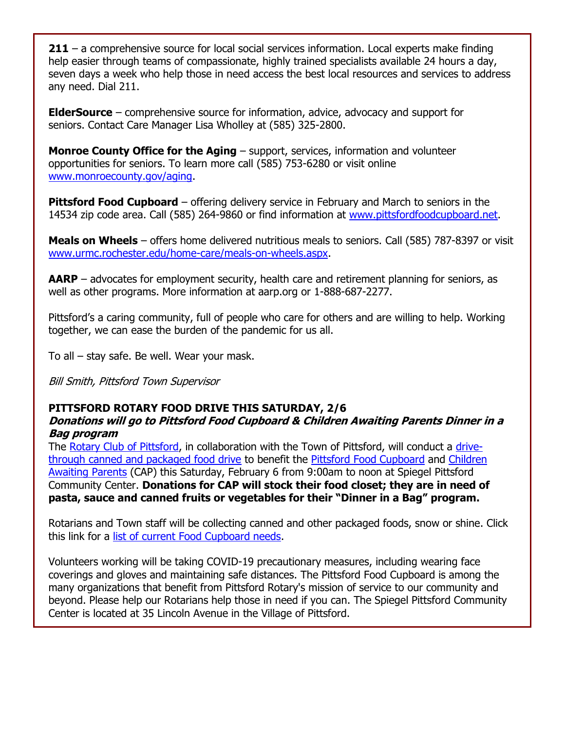**211** – a comprehensive source for local social services information. Local experts make finding help easier through teams of compassionate, highly trained specialists available 24 hours a day, seven days a week who help those in need access the best local resources and services to address any need. Dial 211.

**ElderSource** – comprehensive source for information, advice, advocacy and support for seniors. Contact Care Manager Lisa Wholley at (585) 325-2800.

**Monroe County Office for the Aging** – support, services, information and volunteer opportunities for seniors. To learn more call (585) 753-6280 or visit online www.monroecounty.gov/aging.

**Pittsford Food Cupboard** – offering delivery service in February and March to seniors in the 14534 zip code area. Call (585) 264-9860 or find information at www.pittsfordfoodcupboard.net.

**Meals on Wheels** – offers home delivered nutritious meals to seniors. Call (585) 787-8397 or visit www.urmc.rochester.edu/home-care/meals-on-wheels.aspx.

**AARP** – advocates for employment security, health care and retirement planning for seniors, as well as other programs. More information at aarp.org or 1-888-687-2277.

Pittsford's a caring community, full of people who care for others and are willing to help. Working together, we can ease the burden of the pandemic for us all.

To all – stay safe. Be well. Wear your mask.

*Bill Smith, Pittsford Town Supervisor*

**PITTSFORD ROTARY FOOD DRIVE THIS SATURDAY, 2/6**
***Donations will go to Pittsford Food Cupboard & Children Awaiting Parents Dinner in a Bag program***

The Rotary Club of Pittsford, in collaboration with the Town of Pittsford, will conduct a drive-through canned and packaged food drive to benefit the Pittsford Food Cupboard and Children Awaiting Parents (CAP) this Saturday, February 6 from 9:00am to noon at Spiegel Pittsford Community Center. **Donations for CAP will stock their food closet; they are in need of pasta, sauce and canned fruits or vegetables for their "Dinner in a Bag" program.**

Rotarians and Town staff will be collecting canned and other packaged foods, snow or shine. Click this link for a list of current Food Cupboard needs.

Volunteers working will be taking COVID-19 precautionary measures, including wearing face coverings and gloves and maintaining safe distances. The Pittsford Food Cupboard is among the many organizations that benefit from Pittsford Rotary's mission of service to our community and beyond. Please help our Rotarians help those in need if you can. The Spiegel Pittsford Community Center is located at 35 Lincoln Avenue in the Village of Pittsford.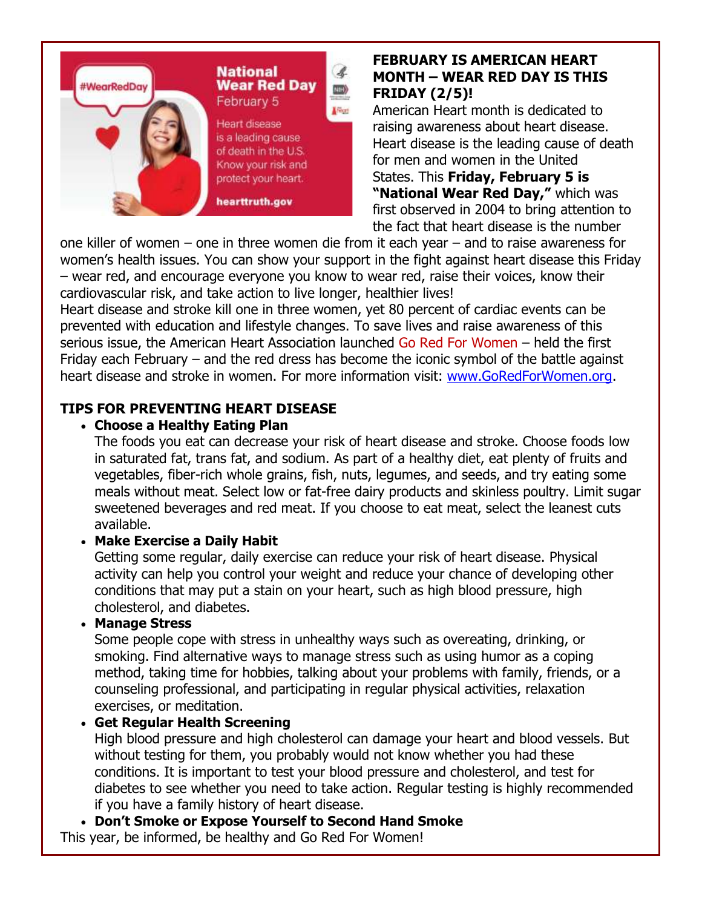**FEBRUARY IS AMERICAN HEART MONTH – WEAR RED DAY IS THIS FRIDAY (2/5)!**

American Heart month is dedicated to raising awareness about heart disease. Heart disease is the leading cause of death for men and women in the United States. This **Friday, February 5 is "National Wear Red Day,"** which was first observed in 2004 to bring attention to the fact that heart disease is the number one killer of women – one in three women die from it each year – and to raise awareness for women's health issues. You can show your support in the fight against heart disease this Friday – wear red, and encourage everyone you know to wear red, raise their voices, know their cardiovascular risk, and take action to live longer, healthier lives!

Heart disease and stroke kill one in three women, yet 80 percent of cardiac events can be prevented with education and lifestyle changes. To save lives and raise awareness of this serious issue, the American Heart Association launched Go Red For Women – held the first Friday each February – and the red dress has become the iconic symbol of the battle against heart disease and stroke in women. For more information visit: [www.GoRedForWomen.org](http://www.GoRedForWomen.org).

**TIPS FOR PREVENTING HEART DISEASE**

- **Choose a Healthy Eating Plan**
  The foods you eat can decrease your risk of heart disease and stroke. Choose foods low in saturated fat, trans fat, and sodium. As part of a healthy diet, eat plenty of fruits and vegetables, fiber-rich whole grains, fish, nuts, legumes, and seeds, and try eating some meals without meat. Select low or fat-free dairy products and skinless poultry. Limit sugar sweetened beverages and red meat. If you choose to eat meat, select the leanest cuts available.
- **Make Exercise a Daily Habit**
  Getting some regular, daily exercise can reduce your risk of heart disease. Physical activity can help you control your weight and reduce your chance of developing other conditions that may put a stain on your heart, such as high blood pressure, high cholesterol, and diabetes.
- **Manage Stress**
  Some people cope with stress in unhealthy ways such as overeating, drinking, or smoking. Find alternative ways to manage stress such as using humor as a coping method, taking time for hobbies, talking about your problems with family, friends, or a counseling professional, and participating in regular physical activities, relaxation exercises, or meditation.
- **Get Regular Health Screening**
  High blood pressure and high cholesterol can damage your heart and blood vessels. But without testing for them, you probably would not know whether you had these conditions. It is important to test your blood pressure and cholesterol, and test for diabetes to see whether you need to take action. Regular testing is highly recommended if you have a family history of heart disease.
- **Don't Smoke or Expose Yourself to Second Hand Smoke**

This year, be informed, be healthy and Go Red For Women!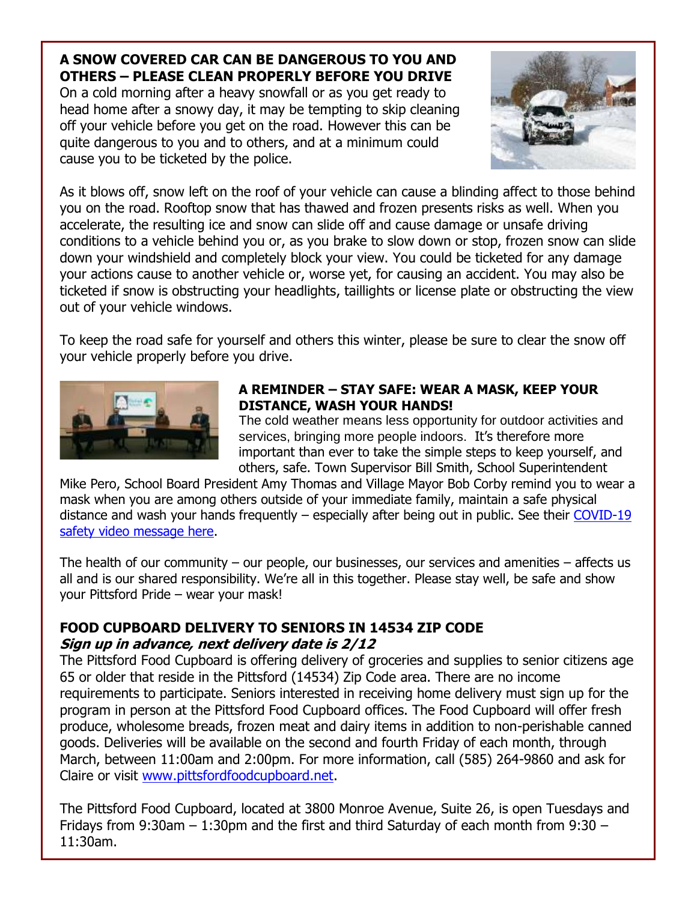## A SNOW COVERED CAR CAN BE DANGEROUS TO YOU AND OTHERS – PLEASE CLEAN PROPERLY BEFORE YOU DRIVE

On a cold morning after a heavy snowfall or as you get ready to head home after a snowy day, it may be tempting to skip cleaning off your vehicle before you get on the road. However this can be quite dangerous to you and to others, and at a minimum could cause you to be ticketed by the police.

As it blows off, snow left on the roof of your vehicle can cause a blinding affect to those behind you on the road. Rooftop snow that has thawed and frozen presents risks as well. When you accelerate, the resulting ice and snow can slide off and cause damage or unsafe driving conditions to a vehicle behind you or, as you brake to slow down or stop, frozen snow can slide down your windshield and completely block your view. You could be ticketed for any damage your actions cause to another vehicle or, worse yet, for causing an accident. You may also be ticketed if snow is obstructing your headlights, taillights or license plate or obstructing the view out of your vehicle windows.

To keep the road safe for yourself and others this winter, please be sure to clear the snow off your vehicle properly before you drive.

## A REMINDER – STAY SAFE: WEAR A MASK, KEEP YOUR DISTANCE, WASH YOUR HANDS!

The cold weather means less opportunity for outdoor activities and services, bringing more people indoors. It's therefore more important than ever to take the simple steps to keep yourself, and others, safe. Town Supervisor Bill Smith, School Superintendent Mike Pero, School Board President Amy Thomas and Village Mayor Bob Corby remind you to wear a mask when you are among others outside of your immediate family, maintain a safe physical distance and wash your hands frequently – especially after being out in public. See their [COVID-19 safety video message here](#).

The health of our community – our people, our businesses, our services and amenities – affects us all and is our shared responsibility. We're all in this together. Please stay well, be safe and show your Pittsford Pride – wear your mask!

## FOOD CUPBOARD DELIVERY TO SENIORS IN 14534 ZIP CODE

***Sign up in advance, next delivery date is 2/12***

The Pittsford Food Cupboard is offering delivery of groceries and supplies to senior citizens age 65 or older that reside in the Pittsford (14534) Zip Code area. There are no income requirements to participate. Seniors interested in receiving home delivery must sign up for the program in person at the Pittsford Food Cupboard offices. The Food Cupboard will offer fresh produce, wholesome breads, frozen meat and dairy items in addition to non-perishable canned goods. Deliveries will be available on the second and fourth Friday of each month, through March, between 11:00am and 2:00pm. For more information, call (585) 264-9860 and ask for Claire or visit [www.pittsfordfoodcupboard.net](http://www.pittsfordfoodcupboard.net).

The Pittsford Food Cupboard, located at 3800 Monroe Avenue, Suite 26, is open Tuesdays and Fridays from 9:30am – 1:30pm and the first and third Saturday of each month from 9:30 – 11:30am.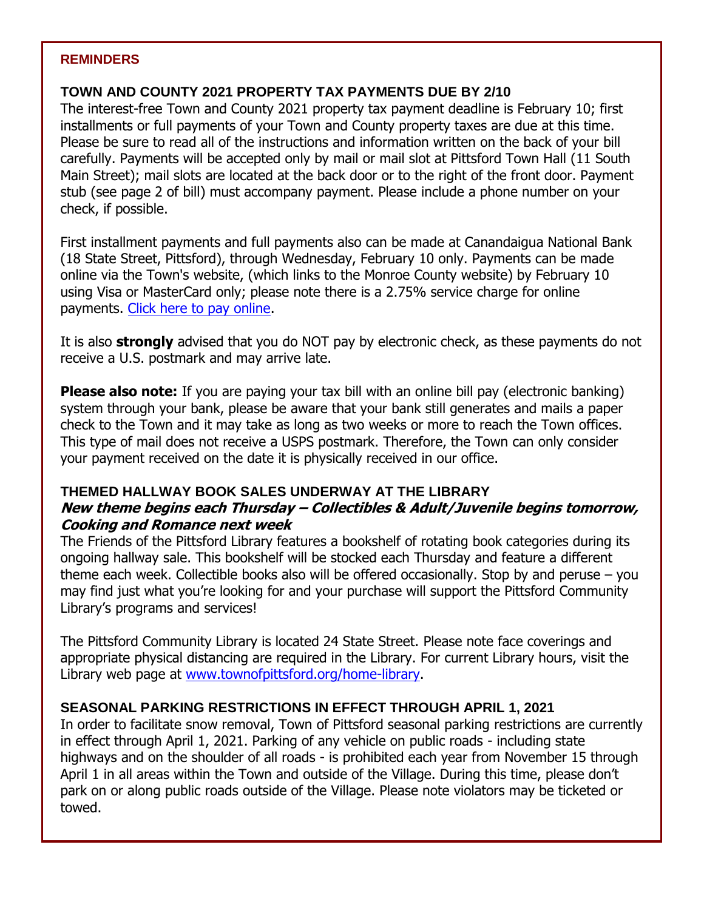## REMINDERS

### TOWN AND COUNTY 2021 PROPERTY TAX PAYMENTS DUE BY 2/10

The interest-free Town and County 2021 property tax payment deadline is February 10; first installments or full payments of your Town and County property taxes are due at this time. Please be sure to read all of the instructions and information written on the back of your bill carefully. Payments will be accepted only by mail or mail slot at Pittsford Town Hall (11 South Main Street); mail slots are located at the back door or to the right of the front door. Payment stub (see page 2 of bill) must accompany payment. Please include a phone number on your check, if possible.

First installment payments and full payments also can be made at Canandaigua National Bank (18 State Street, Pittsford), through Wednesday, February 10 only. Payments can be made online via the Town's website, (which links to the Monroe County website) by February 10 using Visa or MasterCard only; please note there is a 2.75% service charge for online payments. Click here to pay online.

It is also **strongly** advised that you do NOT pay by electronic check, as these payments do not receive a U.S. postmark and may arrive late.

**Please also note:** If you are paying your tax bill with an online bill pay (electronic banking) system through your bank, please be aware that your bank still generates and mails a paper check to the Town and it may take as long as two weeks or more to reach the Town offices. This type of mail does not receive a USPS postmark. Therefore, the Town can only consider your payment received on the date it is physically received in our office.

### THEMED HALLWAY BOOK SALES UNDERWAY AT THE LIBRARY

***New theme begins each Thursday – Collectibles & Adult/Juvenile begins tomorrow, Cooking and Romance next week***

The Friends of the Pittsford Library features a bookshelf of rotating book categories during its ongoing hallway sale. This bookshelf will be stocked each Thursday and feature a different theme each week. Collectible books also will be offered occasionally. Stop by and peruse – you may find just what you're looking for and your purchase will support the Pittsford Community Library's programs and services!

The Pittsford Community Library is located 24 State Street. Please note face coverings and appropriate physical distancing are required in the Library. For current Library hours, visit the Library web page at www.townofpittsford.org/home-library.

### SEASONAL PARKING RESTRICTIONS IN EFFECT THROUGH APRIL 1, 2021

In order to facilitate snow removal, Town of Pittsford seasonal parking restrictions are currently in effect through April 1, 2021. Parking of any vehicle on public roads - including state highways and on the shoulder of all roads - is prohibited each year from November 15 through April 1 in all areas within the Town and outside of the Village. During this time, please don't park on or along public roads outside of the Village. Please note violators may be ticketed or towed.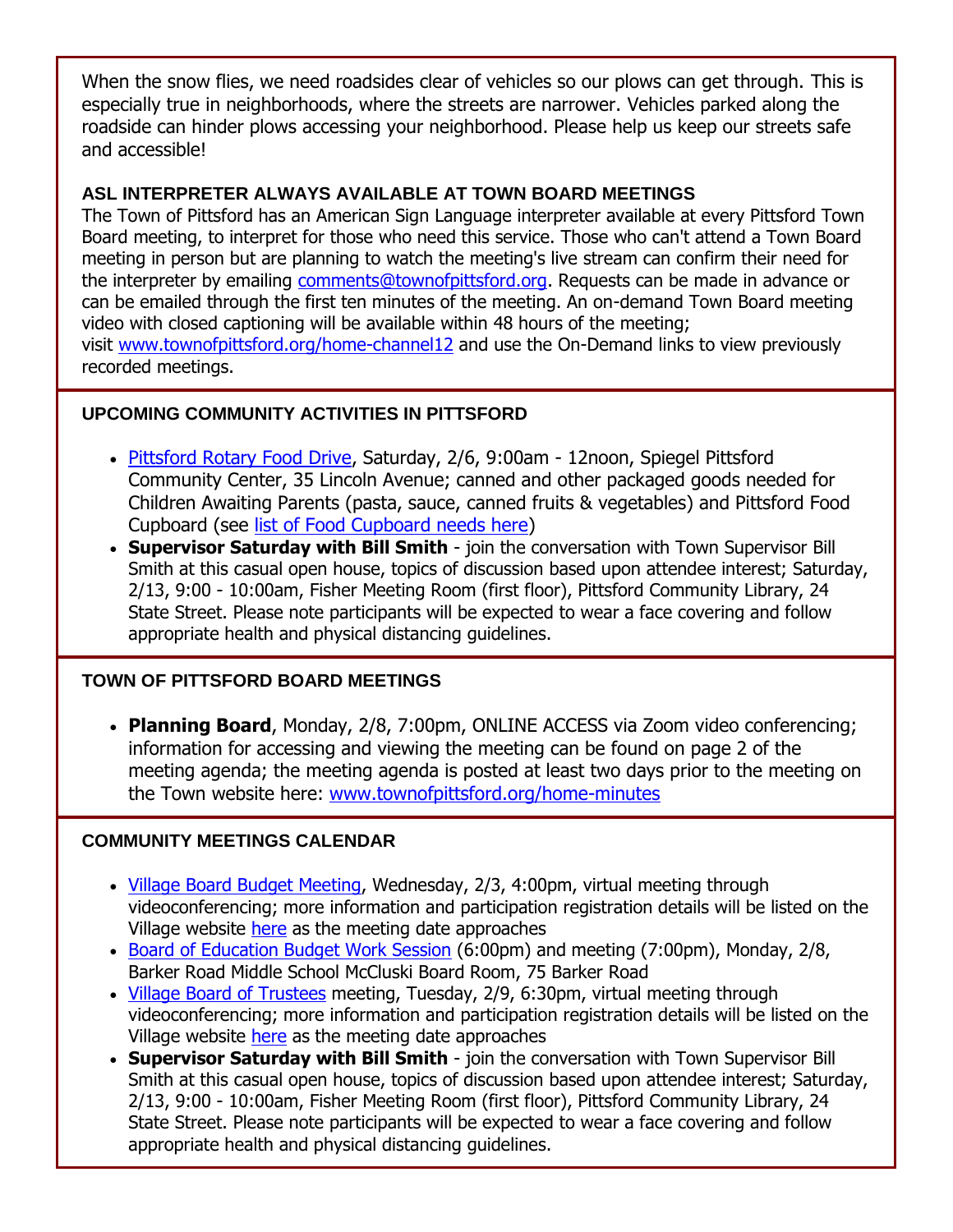When the snow flies, we need roadsides clear of vehicles so our plows can get through. This is especially true in neighborhoods, where the streets are narrower. Vehicles parked along the roadside can hinder plows accessing your neighborhood. Please help us keep our streets safe and accessible!

### ASL INTERPRETER ALWAYS AVAILABLE AT TOWN BOARD MEETINGS

The Town of Pittsford has an American Sign Language interpreter available at every Pittsford Town Board meeting, to interpret for those who need this service. Those who can't attend a Town Board meeting in person but are planning to watch the meeting's live stream can confirm their need for the interpreter by emailing comments@townofpittsford.org. Requests can be made in advance or can be emailed through the first ten minutes of the meeting. An on-demand Town Board meeting video with closed captioning will be available within 48 hours of the meeting; visit www.townofpittsford.org/home-channel12 and use the On-Demand links to view previously recorded meetings.

### UPCOMING COMMUNITY ACTIVITIES IN PITTSFORD

- Pittsford Rotary Food Drive, Saturday, 2/6, 9:00am - 12noon, Spiegel Pittsford Community Center, 35 Lincoln Avenue; canned and other packaged goods needed for Children Awaiting Parents (pasta, sauce, canned fruits & vegetables) and Pittsford Food Cupboard (see list of Food Cupboard needs here)
- **Supervisor Saturday with Bill Smith** - join the conversation with Town Supervisor Bill Smith at this casual open house, topics of discussion based upon attendee interest; Saturday, 2/13, 9:00 - 10:00am, Fisher Meeting Room (first floor), Pittsford Community Library, 24 State Street. Please note participants will be expected to wear a face covering and follow appropriate health and physical distancing guidelines.

### TOWN OF PITTSFORD BOARD MEETINGS

- **Planning Board**, Monday, 2/8, 7:00pm, ONLINE ACCESS via Zoom video conferencing; information for accessing and viewing the meeting can be found on page 2 of the meeting agenda; the meeting agenda is posted at least two days prior to the meeting on the Town website here: www.townofpittsford.org/home-minutes

### COMMUNITY MEETINGS CALENDAR

- Village Board Budget Meeting, Wednesday, 2/3, 4:00pm, virtual meeting through videoconferencing; more information and participation registration details will be listed on the Village website here as the meeting date approaches
- Board of Education Budget Work Session (6:00pm) and meeting (7:00pm), Monday, 2/8, Barker Road Middle School McCluski Board Room, 75 Barker Road
- Village Board of Trustees meeting, Tuesday, 2/9, 6:30pm, virtual meeting through videoconferencing; more information and participation registration details will be listed on the Village website here as the meeting date approaches
- **Supervisor Saturday with Bill Smith** - join the conversation with Town Supervisor Bill Smith at this casual open house, topics of discussion based upon attendee interest; Saturday, 2/13, 9:00 - 10:00am, Fisher Meeting Room (first floor), Pittsford Community Library, 24 State Street. Please note participants will be expected to wear a face covering and follow appropriate health and physical distancing guidelines.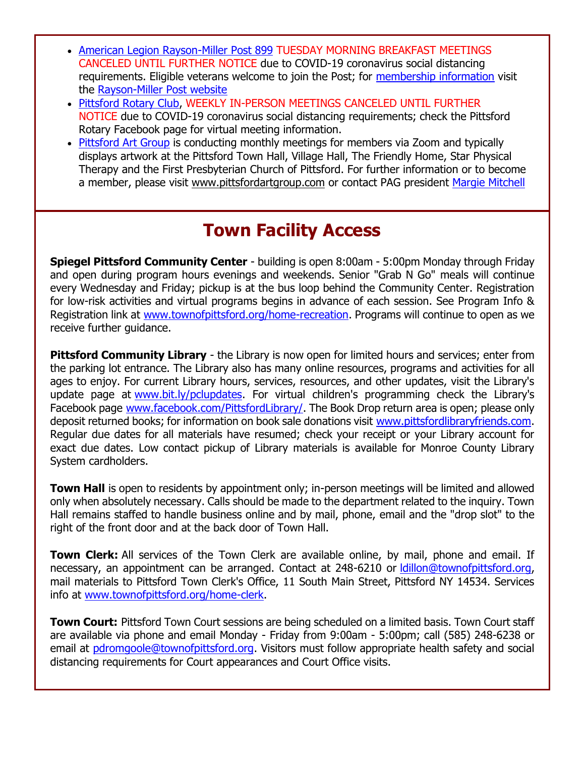- American Legion Rayson-Miller Post 899 TUESDAY MORNING BREAKFAST MEETINGS CANCELED UNTIL FURTHER NOTICE due to COVID-19 coronavirus social distancing requirements. Eligible veterans welcome to join the Post; for membership information visit the Rayson-Miller Post website
- Pittsford Rotary Club, WEEKLY IN-PERSON MEETINGS CANCELED UNTIL FURTHER NOTICE due to COVID-19 coronavirus social distancing requirements; check the Pittsford Rotary Facebook page for virtual meeting information.
- Pittsford Art Group is conducting monthly meetings for members via Zoom and typically displays artwork at the Pittsford Town Hall, Village Hall, The Friendly Home, Star Physical Therapy and the First Presbyterian Church of Pittsford. For further information or to become a member, please visit www.pittsfordartgroup.com or contact PAG president Margie Mitchell

## Town Facility Access

**Spiegel Pittsford Community Center** - building is open 8:00am - 5:00pm Monday through Friday and open during program hours evenings and weekends. Senior "Grab N Go" meals will continue every Wednesday and Friday; pickup is at the bus loop behind the Community Center. Registration for low-risk activities and virtual programs begins in advance of each session. See Program Info & Registration link at www.townofpittsford.org/home-recreation. Programs will continue to open as we receive further guidance.

**Pittsford Community Library** - the Library is now open for limited hours and services; enter from the parking lot entrance. The Library also has many online resources, programs and activities for all ages to enjoy. For current Library hours, services, resources, and other updates, visit the Library's update page at www.bit.ly/pclupdates. For virtual children's programming check the Library's Facebook page www.facebook.com/PittsfordLibrary/. The Book Drop return area is open; please only deposit returned books; for information on book sale donations visit www.pittsfordlibraryfriends.com. Regular due dates for all materials have resumed; check your receipt or your Library account for exact due dates. Low contact pickup of Library materials is available for Monroe County Library System cardholders.

**Town Hall** is open to residents by appointment only; in-person meetings will be limited and allowed only when absolutely necessary. Calls should be made to the department related to the inquiry. Town Hall remains staffed to handle business online and by mail, phone, email and the "drop slot" to the right of the front door and at the back door of Town Hall.

**Town Clerk:** All services of the Town Clerk are available online, by mail, phone and email. If necessary, an appointment can be arranged. Contact at 248-6210 or ldillon@townofpittsford.org, mail materials to Pittsford Town Clerk's Office, 11 South Main Street, Pittsford NY 14534. Services info at www.townofpittsford.org/home-clerk.

**Town Court:** Pittsford Town Court sessions are being scheduled on a limited basis. Town Court staff are available via phone and email Monday - Friday from 9:00am - 5:00pm; call (585) 248-6238 or email at pdromgoole@townofpittsford.org. Visitors must follow appropriate health safety and social distancing requirements for Court appearances and Court Office visits.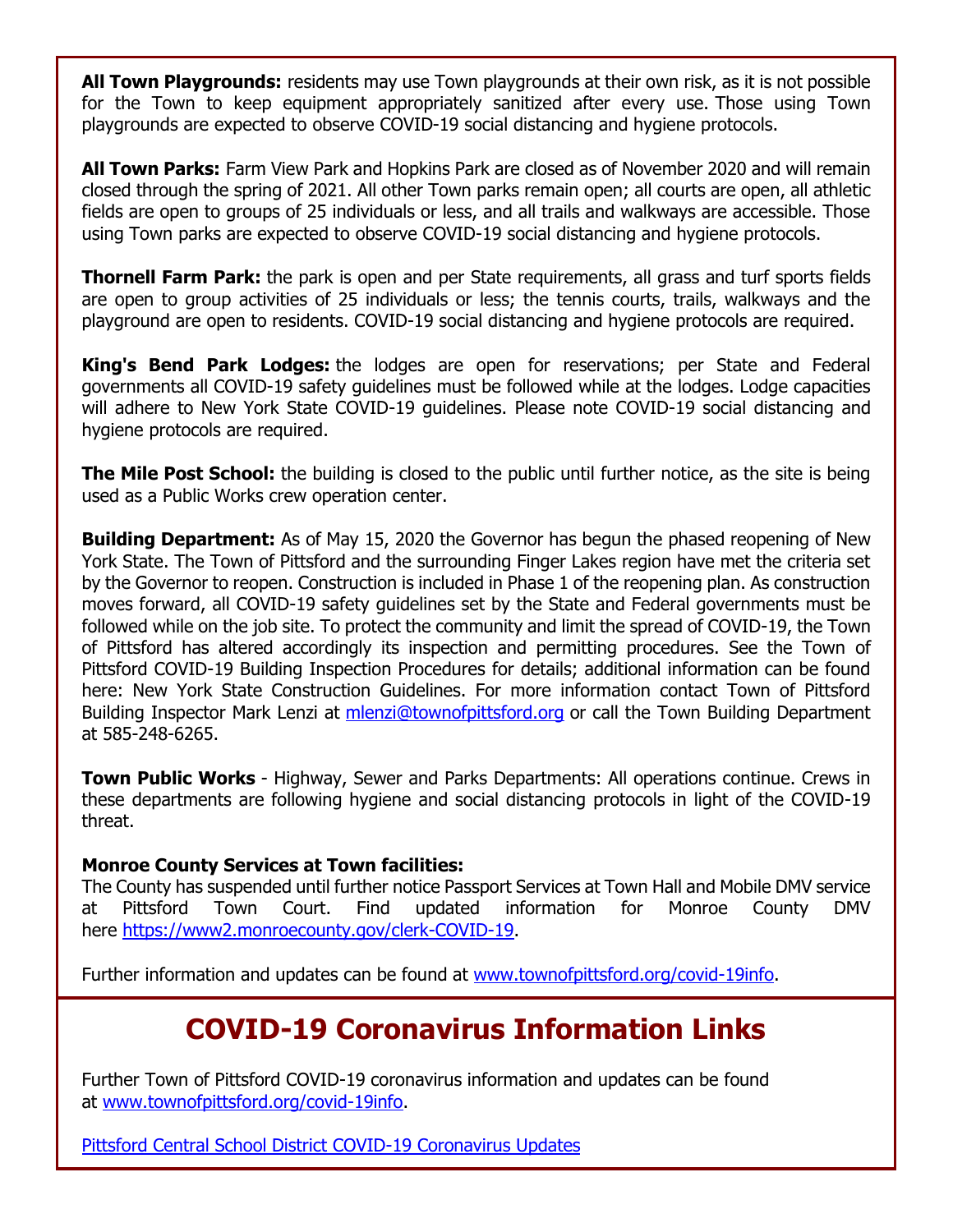**All Town Playgrounds:** residents may use Town playgrounds at their own risk, as it is not possible for the Town to keep equipment appropriately sanitized after every use. Those using Town playgrounds are expected to observe COVID-19 social distancing and hygiene protocols.

**All Town Parks:** Farm View Park and Hopkins Park are closed as of November 2020 and will remain closed through the spring of 2021. All other Town parks remain open; all courts are open, all athletic fields are open to groups of 25 individuals or less, and all trails and walkways are accessible. Those using Town parks are expected to observe COVID-19 social distancing and hygiene protocols.

**Thornell Farm Park:** the park is open and per State requirements, all grass and turf sports fields are open to group activities of 25 individuals or less; the tennis courts, trails, walkways and the playground are open to residents. COVID-19 social distancing and hygiene protocols are required.

**King's Bend Park Lodges:** the lodges are open for reservations; per State and Federal governments all COVID-19 safety guidelines must be followed while at the lodges. Lodge capacities will adhere to New York State COVID-19 guidelines. Please note COVID-19 social distancing and hygiene protocols are required.

**The Mile Post School:** the building is closed to the public until further notice, as the site is being used as a Public Works crew operation center.

**Building Department:** As of May 15, 2020 the Governor has begun the phased reopening of New York State. The Town of Pittsford and the surrounding Finger Lakes region have met the criteria set by the Governor to reopen. Construction is included in Phase 1 of the reopening plan. As construction moves forward, all COVID-19 safety guidelines set by the State and Federal governments must be followed while on the job site. To protect the community and limit the spread of COVID-19, the Town of Pittsford has altered accordingly its inspection and permitting procedures. See the Town of Pittsford COVID-19 Building Inspection Procedures for details; additional information can be found here: New York State Construction Guidelines. For more information contact Town of Pittsford Building Inspector Mark Lenzi at mlenzi@townofpittsford.org or call the Town Building Department at 585-248-6265.

**Town Public Works** - Highway, Sewer and Parks Departments: All operations continue. Crews in these departments are following hygiene and social distancing protocols in light of the COVID-19 threat.

**Monroe County Services at Town facilities:**
The County has suspended until further notice Passport Services at Town Hall and Mobile DMV service at Pittsford Town Court. Find updated information for Monroe County DMV here https://www2.monroecounty.gov/clerk-COVID-19.

Further information and updates can be found at www.townofpittsford.org/covid-19info.

## COVID-19 Coronavirus Information Links

Further Town of Pittsford COVID-19 coronavirus information and updates can be found at www.townofpittsford.org/covid-19info.

Pittsford Central School District COVID-19 Coronavirus Updates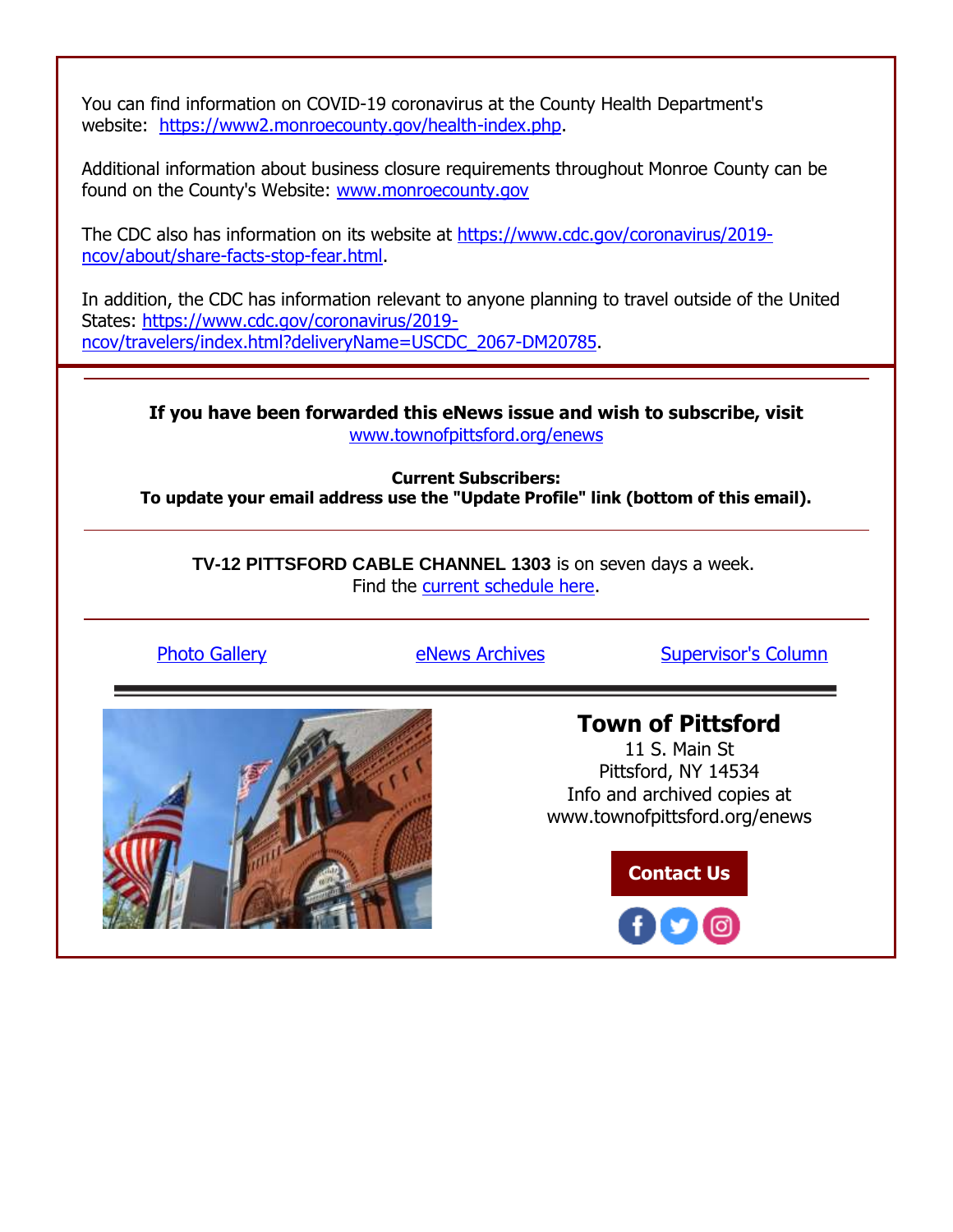You can find information on COVID-19 coronavirus at the County Health Department's website: https://www2.monroecounty.gov/health-index.php.

Additional information about business closure requirements throughout Monroe County can be found on the County's Website: www.monroecounty.gov

The CDC also has information on its website at https://www.cdc.gov/coronavirus/2019-ncov/about/share-facts-stop-fear.html.

In addition, the CDC has information relevant to anyone planning to travel outside of the United States: https://www.cdc.gov/coronavirus/2019-ncov/travelers/index.html?deliveryName=USCDC_2067-DM20785.

---

**If you have been forwarded this eNews issue and wish to subscribe, visit**
www.townofpittsford.org/enews

**Current Subscribers:**
**To update your email address use the "Update Profile" link (bottom of this email).**

---

**TV-12 PITTSFORD CABLE CHANNEL 1303** is on seven days a week.
Find the current schedule here.

---

Photo Gallery | eNews Archives | Supervisor's Column

---

## Town of Pittsford

11 S. Main St
Pittsford, NY 14534
Info and archived copies at
www.townofpittsford.org/enews

**Contact Us**